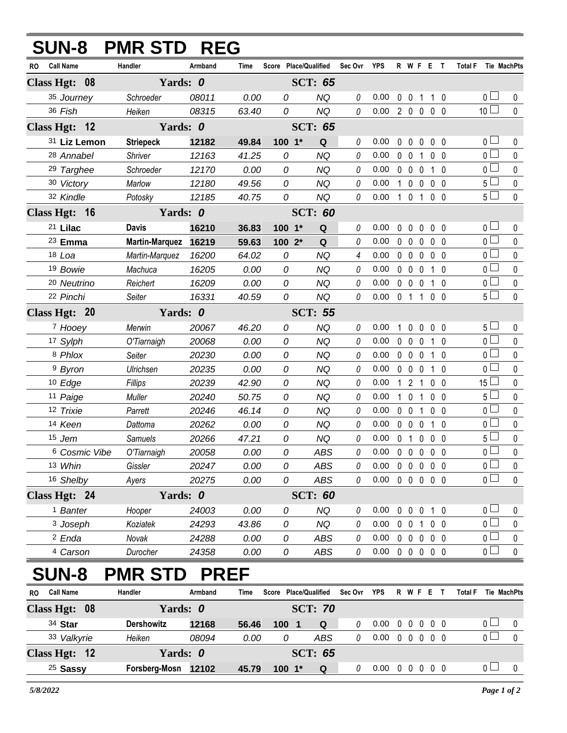# SUN-8 PMR STD REG

| RO | Call Name | Handler | Armband | Time | Score | Place/Qualified | Sec Ovr | YPS | R | W | F | E | T | Total F | Tie | MachPts |
|---|---|---|---|---|---|---|---|---|---|---|---|---|---|---|---|---|
| **Class Hgt: 08** | | **Yards: 0** | | | | **SCT: 65** | | | | | | | | | | |
| 35 | *Journey* | *Schroeder* | *08011* | *0.00* | *0* | *NQ* | *0* | 0.00 | 0 | 0 | 1 | 1 | 0 | 0 | ☐ | 0 |
| 36 | *Fish* | *Heiken* | *08315* | *63.40* | *0* | *NQ* | *0* | 0.00 | 2 | 0 | 0 | 0 | 0 | 10 | ☐ | 0 |
| **Class Hgt: 12** | | **Yards: 0** | | | | **SCT: 65** | | | | | | | | | | |
| 31 | **Liz Lemon** | **Striepeck** | **12182** | **49.84** | **100** | **1*** **Q** | 0 | 0.00 | 0 | 0 | 0 | 0 | 0 | 0 | ☐ | 0 |
| 28 | *Annabel* | *Shriver* | *12163* | *41.25* | *0* | *NQ* | *0* | 0.00 | 0 | 0 | 1 | 0 | 0 | 0 | ☐ | 0 |
| 29 | *Targhee* | *Schroeder* | *12170* | *0.00* | *0* | *NQ* | *0* | 0.00 | 0 | 0 | 0 | 1 | 0 | 0 | ☐ | 0 |
| 30 | *Victory* | *Marlow* | *12180* | *49.56* | *0* | *NQ* | *0* | 0.00 | 1 | 0 | 0 | 0 | 0 | 5 | ☐ | 0 |
| 32 | *Kindle* | *Potosky* | *12185* | *40.75* | *0* | *NQ* | *0* | 0.00 | 1 | 0 | 1 | 0 | 0 | 5 | ☐ | 0 |
| **Class Hgt: 16** | | **Yards: 0** | | | | **SCT: 60** | | | | | | | | | | |
| 21 | **Lilac** | **Davis** | **16210** | **36.83** | **100** | **1*** **Q** | 0 | 0.00 | 0 | 0 | 0 | 0 | 0 | 0 | ☐ | 0 |
| 23 | **Emma** | **Martin-Marquez** | **16219** | **59.63** | **100** | **2*** **Q** | 0 | 0.00 | 0 | 0 | 0 | 0 | 0 | 0 | ☐ | 0 |
| 18 | *Loa* | *Martin-Marquez* | *16200* | *64.02* | *0* | *NQ* | *4* | 0.00 | 0 | 0 | 0 | 0 | 0 | 0 | ☐ | 0 |
| 19 | *Bowie* | *Machuca* | *16205* | *0.00* | *0* | *NQ* | *0* | 0.00 | 0 | 0 | 0 | 1 | 0 | 0 | ☐ | 0 |
| 20 | *Neutrino* | *Reichert* | *16209* | *0.00* | *0* | *NQ* | *0* | 0.00 | 0 | 0 | 0 | 1 | 0 | 0 | ☐ | 0 |
| 22 | *Pinchi* | *Seiter* | *16331* | *40.59* | *0* | *NQ* | *0* | 0.00 | 0 | 1 | 1 | 0 | 0 | 5 | ☐ | 0 |
| **Class Hgt: 20** | | **Yards: 0** | | | | **SCT: 55** | | | | | | | | | | |
| 7 | *Hooey* | *Merwin* | *20067* | *46.20* | *0* | *NQ* | *0* | 0.00 | 1 | 0 | 0 | 0 | 0 | 5 | ☐ | 0 |
| 17 | *Sylph* | *O'Tiarnaigh* | *20068* | *0.00* | *0* | *NQ* | *0* | 0.00 | 0 | 0 | 0 | 1 | 0 | 0 | ☐ | 0 |
| 8 | *Phlox* | *Seiter* | *20230* | *0.00* | *0* | *NQ* | *0* | 0.00 | 0 | 0 | 0 | 1 | 0 | 0 | ☐ | 0 |
| 9 | *Byron* | *Ulrichsen* | *20235* | *0.00* | *0* | *NQ* | *0* | 0.00 | 0 | 0 | 0 | 1 | 0 | 0 | ☐ | 0 |
| 10 | *Edge* | *Fillips* | *20239* | *42.90* | *0* | *NQ* | *0* | 0.00 | 1 | 2 | 1 | 0 | 0 | 15 | ☐ | 0 |
| 11 | *Paige* | *Muller* | *20240* | *50.75* | *0* | *NQ* | *0* | 0.00 | 1 | 0 | 1 | 0 | 0 | 5 | ☐ | 0 |
| 12 | *Trixie* | *Parrett* | *20246* | *46.14* | *0* | *NQ* | *0* | 0.00 | 0 | 0 | 1 | 0 | 0 | 0 | ☐ | 0 |
| 14 | *Keen* | *Dattoma* | *20262* | *0.00* | *0* | *NQ* | *0* | 0.00 | 0 | 0 | 0 | 1 | 0 | 0 | ☐ | 0 |
| 15 | *Jem* | *Samuels* | *20266* | *47.21* | *0* | *NQ* | *0* | 0.00 | 0 | 1 | 0 | 0 | 0 | 5 | ☐ | 0 |
| 6 | *Cosmic Vibe* | *O'Tiarnaigh* | *20058* | *0.00* | *0* | *ABS* | *0* | 0.00 | 0 | 0 | 0 | 0 | 0 | 0 | ☐ | 0 |
| 13 | *Whin* | *Gissler* | *20247* | *0.00* | *0* | *ABS* | *0* | 0.00 | 0 | 0 | 0 | 0 | 0 | 0 | ☐ | 0 |
| 16 | *Shelby* | *Ayers* | *20275* | *0.00* | *0* | *ABS* | *0* | 0.00 | 0 | 0 | 0 | 0 | 0 | 0 | ☐ | 0 |
| **Class Hgt: 24** | | **Yards: 0** | | | | **SCT: 60** | | | | | | | | | | |
| 1 | *Banter* | *Hooper* | *24003* | *0.00* | *0* | *NQ* | *0* | 0.00 | 0 | 0 | 0 | 1 | 0 | 0 | ☐ | 0 |
| 3 | *Joseph* | *Koziatek* | *24293* | *43.86* | *0* | *NQ* | *0* | 0.00 | 0 | 0 | 1 | 0 | 0 | 0 | ☐ | 0 |
| 2 | *Enda* | *Novak* | *24288* | *0.00* | *0* | *ABS* | *0* | 0.00 | 0 | 0 | 0 | 0 | 0 | 0 | ☐ | 0 |
| 4 | *Carson* | *Durocher* | *24358* | *0.00* | *0* | *ABS* | *0* | 0.00 | 0 | 0 | 0 | 0 | 0 | 0 | ☐ | 0 |

# SUN-8 PMR STD PREF

| RO | Call Name | Handler | Armband | Time | Score | Place/Qualified | Sec Ovr | YPS | R | W | F | E | T | Total F | Tie | MachPts |
|---|---|---|---|---|---|---|---|---|---|---|---|---|---|---|---|---|
| **Class Hgt: 08** | | **Yards: 0** | | | | **SCT: 70** | | | | | | | | | | |
| 34 | **Star** | **Dershowitz** | **12168** | **56.46** | **100** | **1** **Q** | 0 | 0.00 | 0 | 0 | 0 | 0 | 0 | 0 | ☐ | 0 |
| 33 | *Valkyrie* | *Heiken* | *08094* | *0.00* | *0* | *ABS* | *0* | 0.00 | 0 | 0 | 0 | 0 | 0 | 0 | ☐ | 0 |
| **Class Hgt: 12** | | **Yards: 0** | | | | **SCT: 65** | | | | | | | | | | |
| 25 | **Sassy** | **Forsberg-Mosn** | **12102** | **45.79** | **100** | **1*** **Q** | 0 | 0.00 | 0 | 0 | 0 | 0 | 0 | 0 | ☐ | 0 |

*5/8/2022*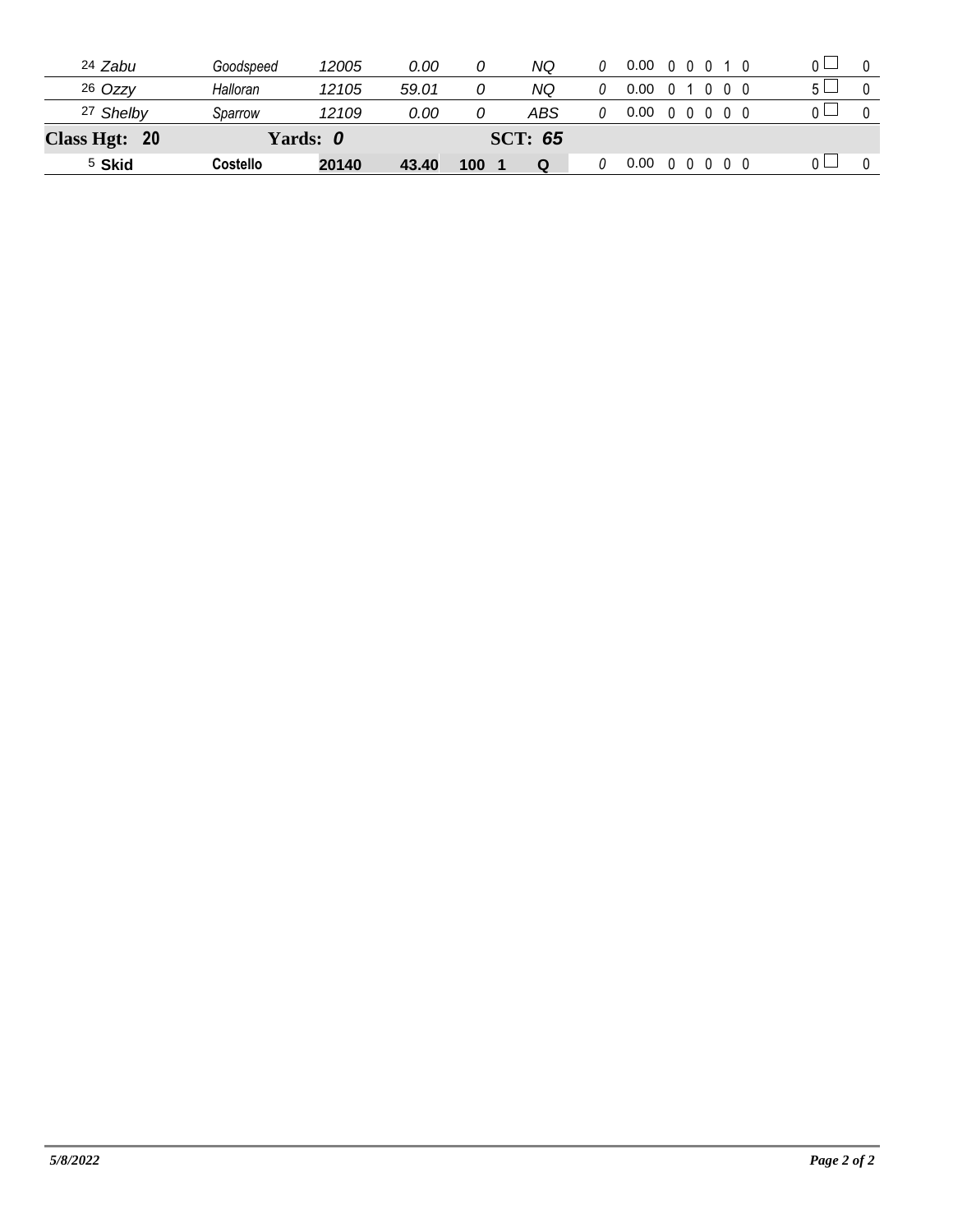| | | | | | | | | | | | | | | | | |
|---|---|---|---|---|---|---|---|---|---|---|---|---|---|---|---|---|
| 24 *Zabu* | *Goodspeed* | *12005* | *0.00* | *0* | | *NQ* | *0* | 0.00 | 0 | 0 | 0 | 1 | 0 | 0 ☐ | 0 |
| 26 *Ozzy* | *Halloran* | *12105* | *59.01* | *0* | | *NQ* | *0* | 0.00 | 0 | 1 | 0 | 0 | 0 | 5 ☐ | 0 |
| 27 *Shelby* | *Sparrow* | *12109* | *0.00* | *0* | | *ABS* | *0* | 0.00 | 0 | 0 | 0 | 0 | 0 | 0 ☐ | 0 |
| **Class Hgt: 20** | **Yards: *0*** | | | | | **SCT: *65*** | | | | | | | | | |
| 5 **Skid** | **Costello** | **20140** | **43.40** | **100** | **1** | **Q** | *0* | 0.00 | 0 | 0 | 0 | 0 | 0 | 0 ☐ | 0 |

*5/8/2022*